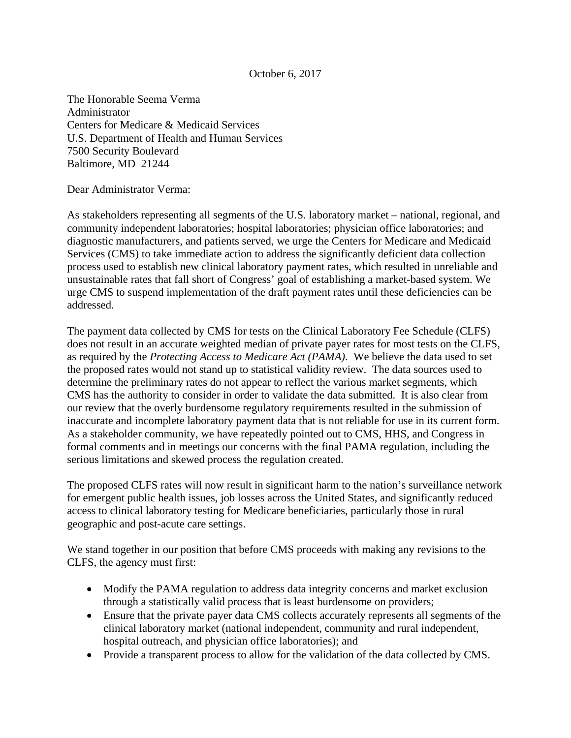October 6, 2017

The Honorable Seema Verma
Administrator
Centers for Medicare & Medicaid Services
U.S. Department of Health and Human Services
7500 Security Boulevard
Baltimore, MD 21244

Dear Administrator Verma:

As stakeholders representing all segments of the U.S. laboratory market – national, regional, and community independent laboratories; hospital laboratories; physician office laboratories; and diagnostic manufacturers, and patients served, we urge the Centers for Medicare and Medicaid Services (CMS) to take immediate action to address the significantly deficient data collection process used to establish new clinical laboratory payment rates, which resulted in unreliable and unsustainable rates that fall short of Congress' goal of establishing a market-based system. We urge CMS to suspend implementation of the draft payment rates until these deficiencies can be addressed.

The payment data collected by CMS for tests on the Clinical Laboratory Fee Schedule (CLFS) does not result in an accurate weighted median of private payer rates for most tests on the CLFS, as required by the *Protecting Access to Medicare Act (PAMA)*. We believe the data used to set the proposed rates would not stand up to statistical validity review. The data sources used to determine the preliminary rates do not appear to reflect the various market segments, which CMS has the authority to consider in order to validate the data submitted. It is also clear from our review that the overly burdensome regulatory requirements resulted in the submission of inaccurate and incomplete laboratory payment data that is not reliable for use in its current form. As a stakeholder community, we have repeatedly pointed out to CMS, HHS, and Congress in formal comments and in meetings our concerns with the final PAMA regulation, including the serious limitations and skewed process the regulation created.

The proposed CLFS rates will now result in significant harm to the nation's surveillance network for emergent public health issues, job losses across the United States, and significantly reduced access to clinical laboratory testing for Medicare beneficiaries, particularly those in rural geographic and post-acute care settings.

We stand together in our position that before CMS proceeds with making any revisions to the CLFS, the agency must first:

- Modify the PAMA regulation to address data integrity concerns and market exclusion through a statistically valid process that is least burdensome on providers;
- Ensure that the private payer data CMS collects accurately represents all segments of the clinical laboratory market (national independent, community and rural independent, hospital outreach, and physician office laboratories); and
- Provide a transparent process to allow for the validation of the data collected by CMS.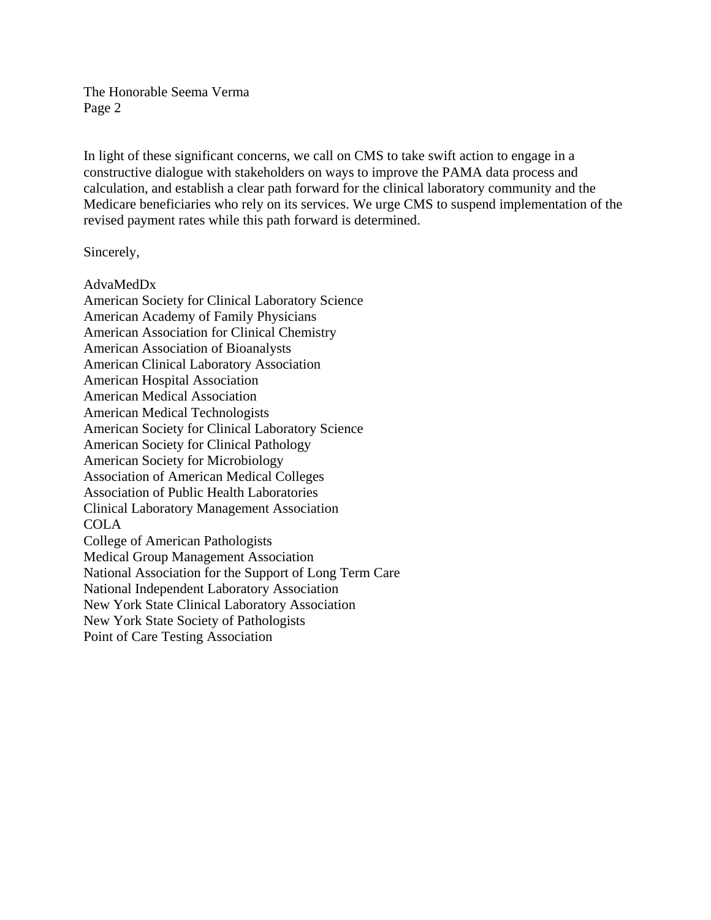In light of these significant concerns, we call on CMS to take swift action to engage in a constructive dialogue with stakeholders on ways to improve the PAMA data process and calculation, and establish a clear path forward for the clinical laboratory community and the Medicare beneficiaries who rely on its services. We urge CMS to suspend implementation of the revised payment rates while this path forward is determined.

Sincerely,

AdvaMedDx
American Society for Clinical Laboratory Science
American Academy of Family Physicians
American Association for Clinical Chemistry
American Association of Bioanalysts
American Clinical Laboratory Association
American Hospital Association
American Medical Association
American Medical Technologists
American Society for Clinical Laboratory Science
American Society for Clinical Pathology
American Society for Microbiology
Association of American Medical Colleges
Association of Public Health Laboratories
Clinical Laboratory Management Association
COLA
College of American Pathologists
Medical Group Management Association
National Association for the Support of Long Term Care
National Independent Laboratory Association
New York State Clinical Laboratory Association
New York State Society of Pathologists
Point of Care Testing Association